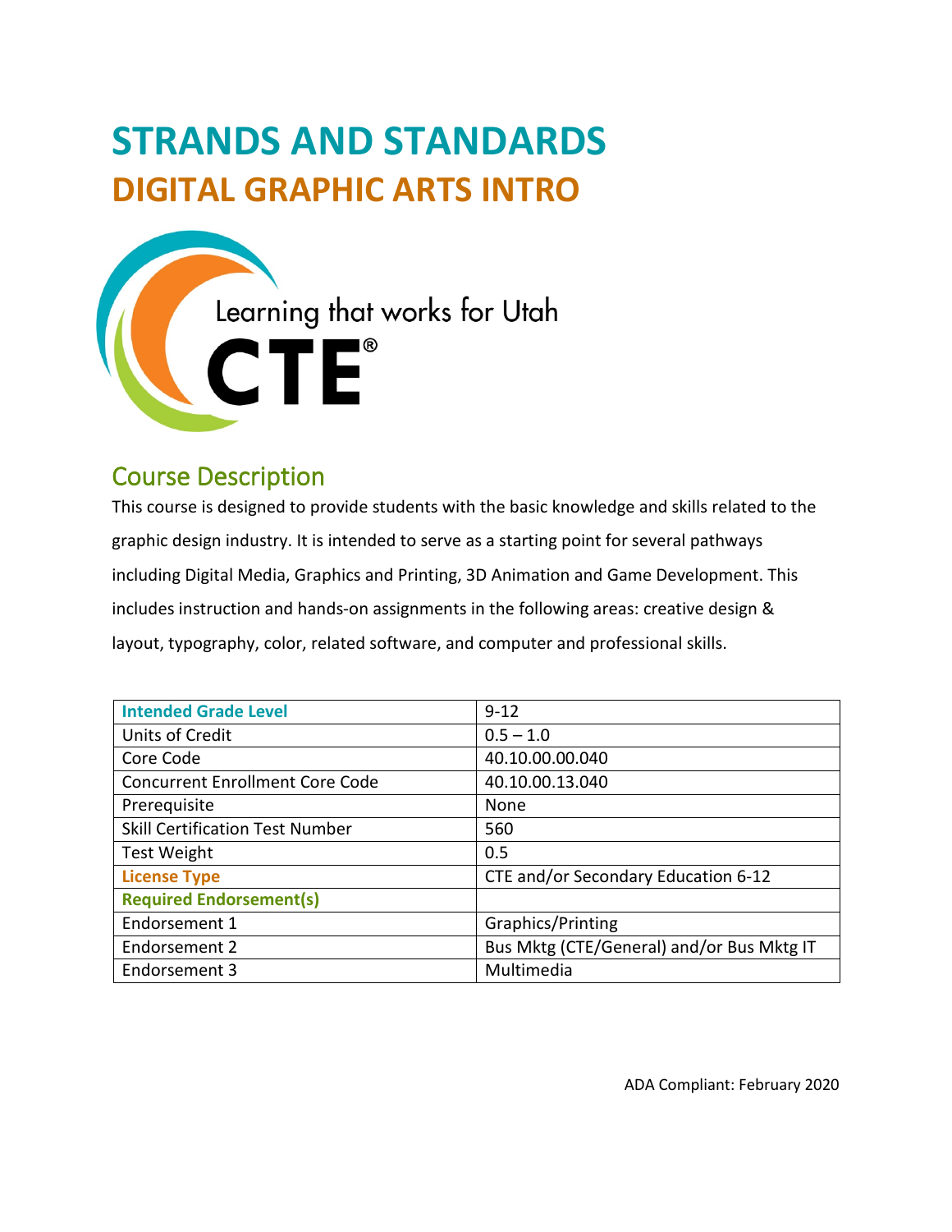# STRANDS AND STANDARDS
# DIGITAL GRAPHIC ARTS INTRO

Learning that works for Utah

CTE®

## Course Description

This course is designed to provide students with the basic knowledge and skills related to the graphic design industry. It is intended to serve as a starting point for several pathways including Digital Media, Graphics and Printing, 3D Animation and Game Development. This includes instruction and hands-on assignments in the following areas: creative design & layout, typography, color, related software, and computer and professional skills.

| **Intended Grade Level** | 9-12 |
|---|---|
| Units of Credit | 0.5 – 1.0 |
| Core Code | 40.10.00.00.040 |
| Concurrent Enrollment Core Code | 40.10.00.13.040 |
| Prerequisite | None |
| Skill Certification Test Number | 560 |
| Test Weight | 0.5 |
| **License Type** | CTE and/or Secondary Education 6-12 |
| **Required Endorsement(s)** | |
| Endorsement 1 | Graphics/Printing |
| Endorsement 2 | Bus Mktg (CTE/General) and/or Bus Mktg IT |
| Endorsement 3 | Multimedia |

ADA Compliant: February 2020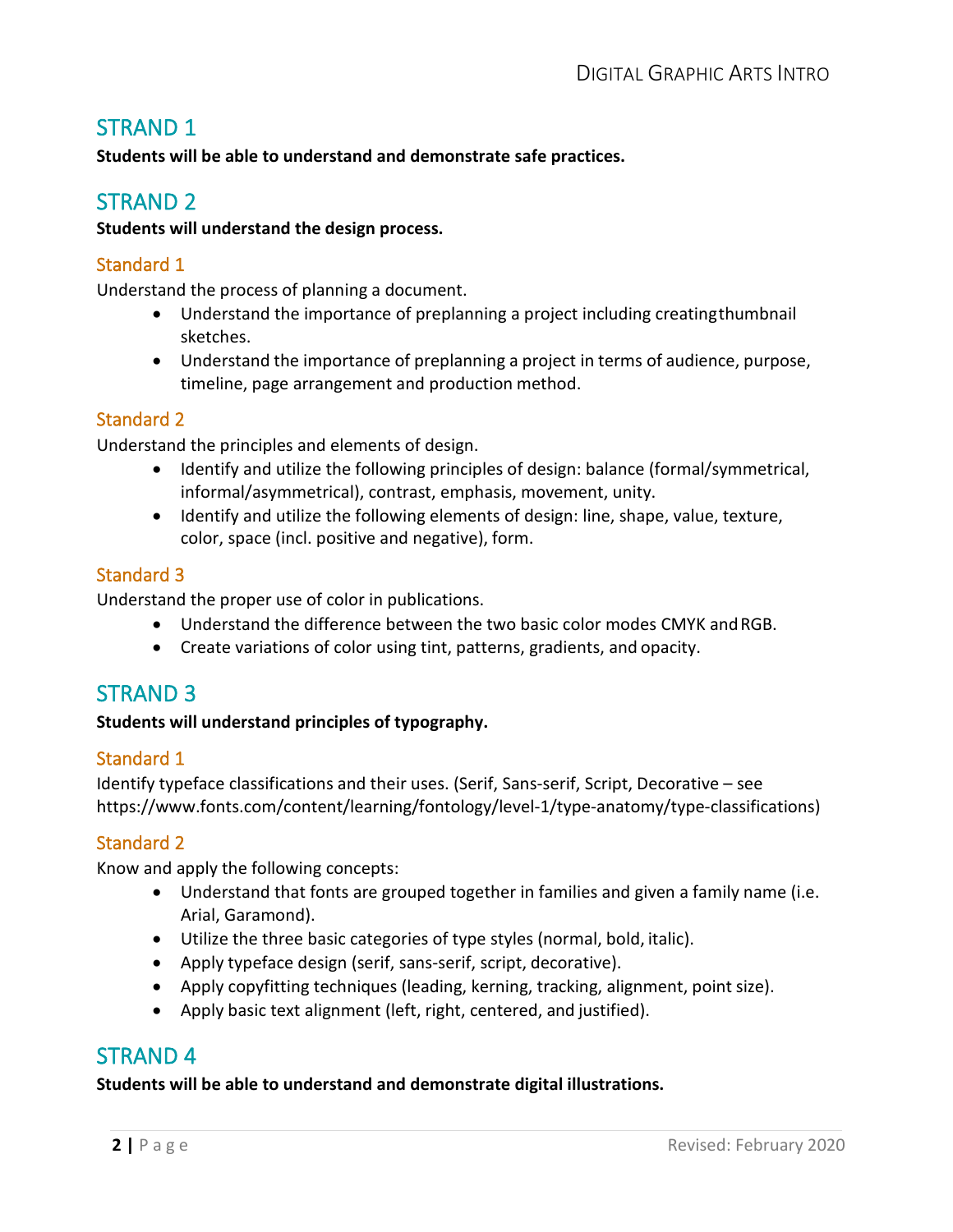## STRAND 1

**Students will be able to understand and demonstrate safe practices.**

## STRAND 2

**Students will understand the design process.**

### Standard 1

Understand the process of planning a document.

- Understand the importance of preplanning a project including creating thumbnail sketches.
- Understand the importance of preplanning a project in terms of audience, purpose, timeline, page arrangement and production method.

### Standard 2

Understand the principles and elements of design.

- Identify and utilize the following principles of design: balance (formal/symmetrical, informal/asymmetrical), contrast, emphasis, movement, unity.
- Identify and utilize the following elements of design: line, shape, value, texture, color, space (incl. positive and negative), form.

### Standard 3

Understand the proper use of color in publications.

- Understand the difference between the two basic color modes CMYK and RGB.
- Create variations of color using tint, patterns, gradients, and opacity.

## STRAND 3

**Students will understand principles of typography.**

### Standard 1

Identify typeface classifications and their uses. (Serif, Sans-serif, Script, Decorative – see https://www.fonts.com/content/learning/fontology/level-1/type-anatomy/type-classifications)

### Standard 2

Know and apply the following concepts:

- Understand that fonts are grouped together in families and given a family name (i.e. Arial, Garamond).
- Utilize the three basic categories of type styles (normal, bold, italic).
- Apply typeface design (serif, sans-serif, script, decorative).
- Apply copyfitting techniques (leading, kerning, tracking, alignment, point size).
- Apply basic text alignment (left, right, centered, and justified).

## STRAND 4

**Students will be able to understand and demonstrate digital illustrations.**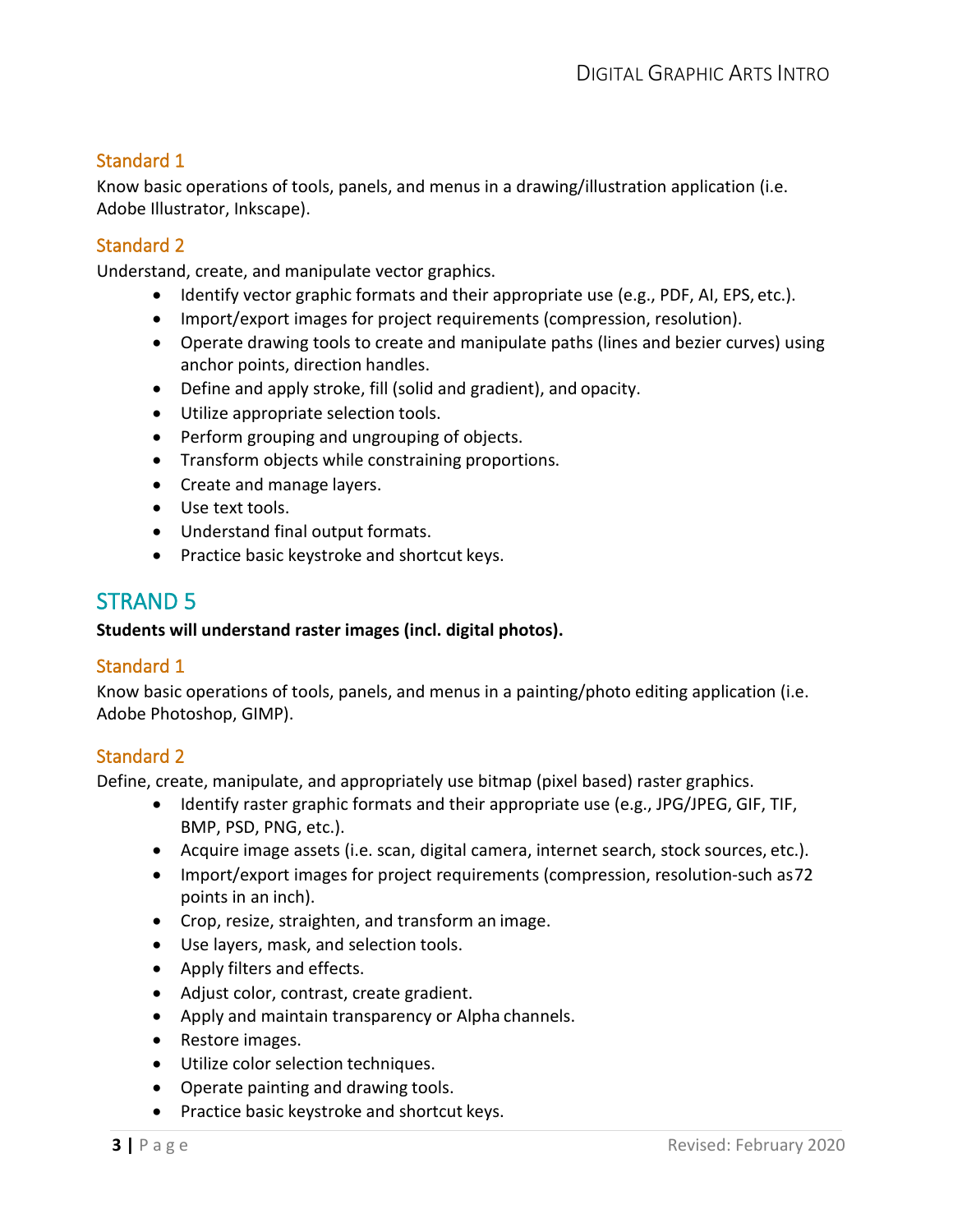### Standard 1

Know basic operations of tools, panels, and menus in a drawing/illustration application (i.e. Adobe Illustrator, Inkscape).

### Standard 2

Understand, create, and manipulate vector graphics.

- Identify vector graphic formats and their appropriate use (e.g., PDF, AI, EPS, etc.).
- Import/export images for project requirements (compression, resolution).
- Operate drawing tools to create and manipulate paths (lines and bezier curves) using anchor points, direction handles.
- Define and apply stroke, fill (solid and gradient), and opacity.
- Utilize appropriate selection tools.
- Perform grouping and ungrouping of objects.
- Transform objects while constraining proportions.
- Create and manage layers.
- Use text tools.
- Understand final output formats.
- Practice basic keystroke and shortcut keys.

## STRAND 5

**Students will understand raster images (incl. digital photos).**

### Standard 1

Know basic operations of tools, panels, and menus in a painting/photo editing application (i.e. Adobe Photoshop, GIMP).

### Standard 2

Define, create, manipulate, and appropriately use bitmap (pixel based) raster graphics.

- Identify raster graphic formats and their appropriate use (e.g., JPG/JPEG, GIF, TIF, BMP, PSD, PNG, etc.).
- Acquire image assets (i.e. scan, digital camera, internet search, stock sources, etc.).
- Import/export images for project requirements (compression, resolution-such as72 points in an inch).
- Crop, resize, straighten, and transform an image.
- Use layers, mask, and selection tools.
- Apply filters and effects.
- Adjust color, contrast, create gradient.
- Apply and maintain transparency or Alpha channels.
- Restore images.
- Utilize color selection techniques.
- Operate painting and drawing tools.
- Practice basic keystroke and shortcut keys.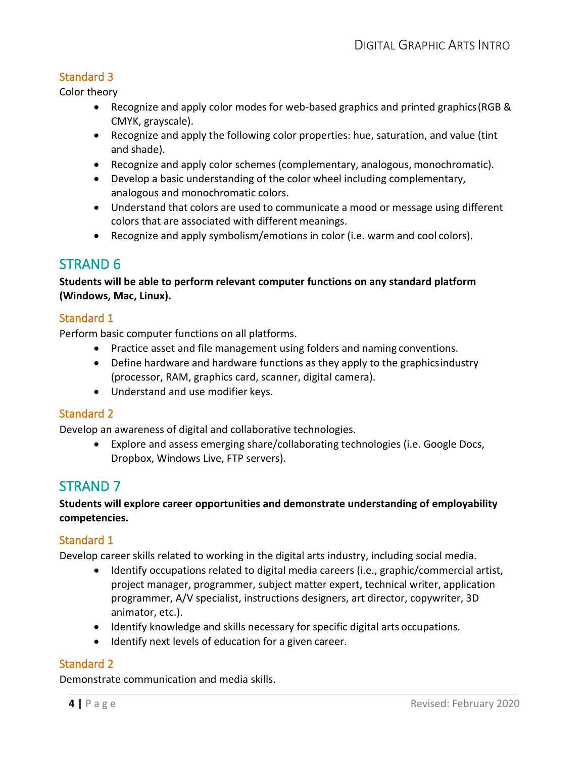### Standard 3

Color theory

- Recognize and apply color modes for web-based graphics and printed graphics (RGB & CMYK, grayscale).
- Recognize and apply the following color properties: hue, saturation, and value (tint and shade).
- Recognize and apply color schemes (complementary, analogous, monochromatic).
- Develop a basic understanding of the color wheel including complementary, analogous and monochromatic colors.
- Understand that colors are used to communicate a mood or message using different colors that are associated with different meanings.
- Recognize and apply symbolism/emotions in color (i.e. warm and cool colors).

## STRAND 6

**Students will be able to perform relevant computer functions on any standard platform (Windows, Mac, Linux).**

### Standard 1

Perform basic computer functions on all platforms.

- Practice asset and file management using folders and naming conventions.
- Define hardware and hardware functions as they apply to the graphics industry (processor, RAM, graphics card, scanner, digital camera).
- Understand and use modifier keys.

### Standard 2

Develop an awareness of digital and collaborative technologies.

- Explore and assess emerging share/collaborating technologies (i.e. Google Docs, Dropbox, Windows Live, FTP servers).

## STRAND 7

**Students will explore career opportunities and demonstrate understanding of employability competencies.**

### Standard 1

Develop career skills related to working in the digital arts industry, including social media.

- Identify occupations related to digital media careers (i.e., graphic/commercial artist, project manager, programmer, subject matter expert, technical writer, application programmer, A/V specialist, instructions designers, art director, copywriter, 3D animator, etc.).
- Identify knowledge and skills necessary for specific digital arts occupations.
- Identify next levels of education for a given career.

### Standard 2

Demonstrate communication and media skills.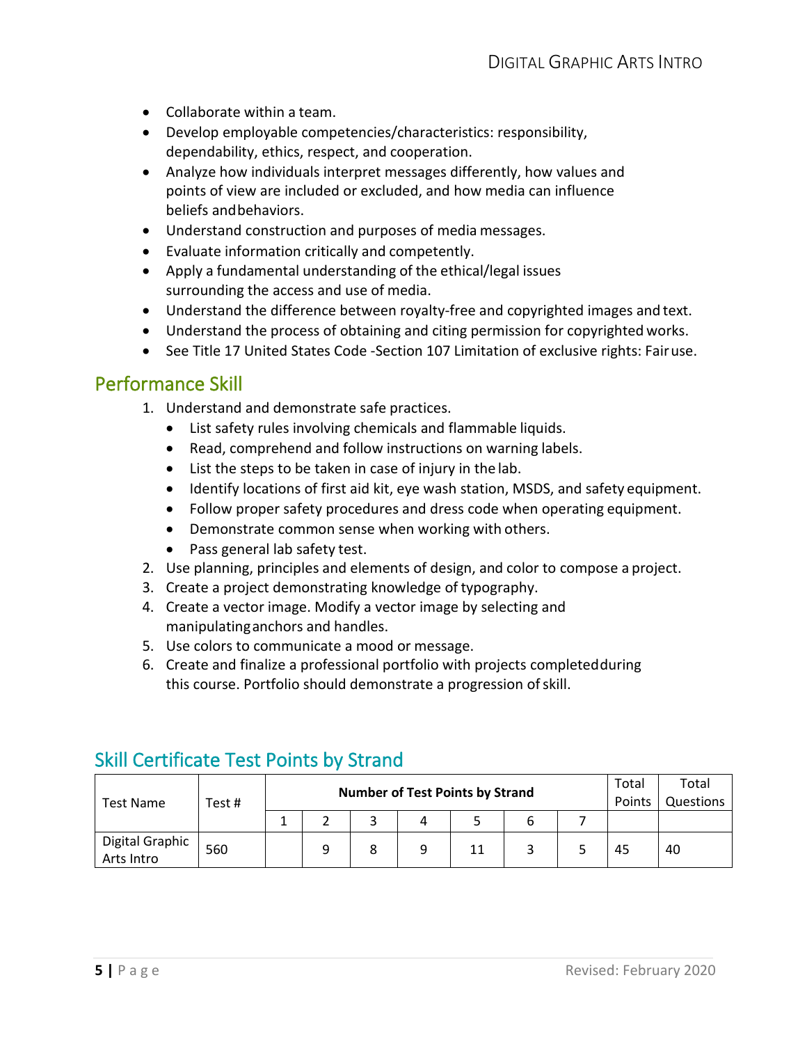- Collaborate within a team.
- Develop employable competencies/characteristics: responsibility, dependability, ethics, respect, and cooperation.
- Analyze how individuals interpret messages differently, how values and points of view are included or excluded, and how media can influence beliefs and behaviors.
- Understand construction and purposes of media messages.
- Evaluate information critically and competently.
- Apply a fundamental understanding of the ethical/legal issues surrounding the access and use of media.
- Understand the difference between royalty-free and copyrighted images and text.
- Understand the process of obtaining and citing permission for copyrighted works.
- See Title 17 United States Code -Section 107 Limitation of exclusive rights: Fair use.

## Performance Skill

1. Understand and demonstrate safe practices.
   - List safety rules involving chemicals and flammable liquids.
   - Read, comprehend and follow instructions on warning labels.
   - List the steps to be taken in case of injury in the lab.
   - Identify locations of first aid kit, eye wash station, MSDS, and safety equipment.
   - Follow proper safety procedures and dress code when operating equipment.
   - Demonstrate common sense when working with others.
   - Pass general lab safety test.
2. Use planning, principles and elements of design, and color to compose a project.
3. Create a project demonstrating knowledge of typography.
4. Create a vector image. Modify a vector image by selecting and manipulating anchors and handles.
5. Use colors to communicate a mood or message.
6. Create and finalize a professional portfolio with projects completed during this course. Portfolio should demonstrate a progression of skill.

## Skill Certificate Test Points by Strand

| Test Name | Test # | Number of Test Points by Strand | | | | | | | Total Points | Total Questions |
|---|---|---|---|---|---|---|---|---|---|---|
| | | 1 | 2 | 3 | 4 | 5 | 6 | 7 | | |
| Digital Graphic Arts Intro | 560 | | 9 | 8 | 9 | 11 | 3 | 5 | 45 | 40 |